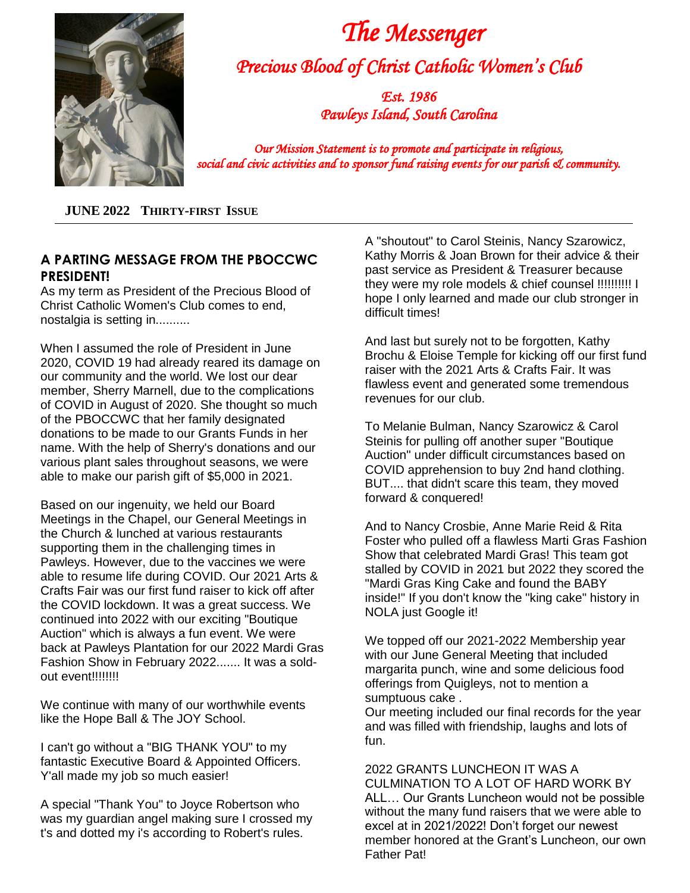# *The Messenger*

## *Precious Blood of Christ Catholic Women's Club*

*Est. 1986*
*Pawleys Island, South Carolina*

*Our Mission Statement is to promote and participate in religious, social and civic activities and to sponsor fund raising events for our parish & community.*

**JUNE 2022 THIRTY-FIRST ISSUE**

---

### A PARTING MESSAGE FROM THE PBOCCWC PRESIDENT!

As my term as President of the Precious Blood of Christ Catholic Women's Club comes to end, nostalgia is setting in..........

When I assumed the role of President in June 2020, COVID 19 had already reared its damage on our community and the world. We lost our dear member, Sherry Marnell, due to the complications of COVID in August of 2020. She thought so much of the PBOCCWC that her family designated donations to be made to our Grants Funds in her name. With the help of Sherry's donations and our various plant sales throughout seasons, we were able to make our parish gift of $5,000 in 2021.

Based on our ingenuity, we held our Board Meetings in the Chapel, our General Meetings in the Church & lunched at various restaurants supporting them in the challenging times in Pawleys. However, due to the vaccines we were able to resume life during COVID. Our 2021 Arts & Crafts Fair was our first fund raiser to kick off after the COVID lockdown. It was a great success. We continued into 2022 with our exciting "Boutique Auction" which is always a fun event. We were back at Pawleys Plantation for our 2022 Mardi Gras Fashion Show in February 2022....... It was a sold-out event!!!!!!!!

We continue with many of our worthwhile events like the Hope Ball & The JOY School.

I can't go without a "BIG THANK YOU" to my fantastic Executive Board & Appointed Officers. Y'all made my job so much easier!

A special "Thank You" to Joyce Robertson who was my guardian angel making sure I crossed my t's and dotted my i's according to Robert's rules.

A "shoutout" to Carol Steinis, Nancy Szarowicz, Kathy Morris & Joan Brown for their advice & their past service as President & Treasurer because they were my role models & chief counsel !!!!!!!!!! I hope I only learned and made our club stronger in difficult times!

And last but surely not to be forgotten, Kathy Brochu & Eloise Temple for kicking off our first fund raiser with the 2021 Arts & Crafts Fair. It was flawless event and generated some tremendous revenues for our club.

To Melanie Bulman, Nancy Szarowicz & Carol Steinis for pulling off another super "Boutique Auction" under difficult circumstances based on COVID apprehension to buy 2nd hand clothing. BUT.... that didn't scare this team, they moved forward & conquered!

And to Nancy Crosbie, Anne Marie Reid & Rita Foster who pulled off a flawless Marti Gras Fashion Show that celebrated Mardi Gras! This team got stalled by COVID in 2021 but 2022 they scored the "Mardi Gras King Cake and found the BABY inside!" If you don't know the "king cake" history in NOLA just Google it!

We topped off our 2021-2022 Membership year with our June General Meeting that included margarita punch, wine and some delicious food offerings from Quigleys, not to mention a sumptuous cake .
Our meeting included our final records for the year and was filled with friendship, laughs and lots of fun.

2022 GRANTS LUNCHEON IT WAS A CULMINATION TO A LOT OF HARD WORK BY ALL… Our Grants Luncheon would not be possible without the many fund raisers that we were able to excel at in 2021/2022! Don't forget our newest member honored at the Grant's Luncheon, our own Father Pat!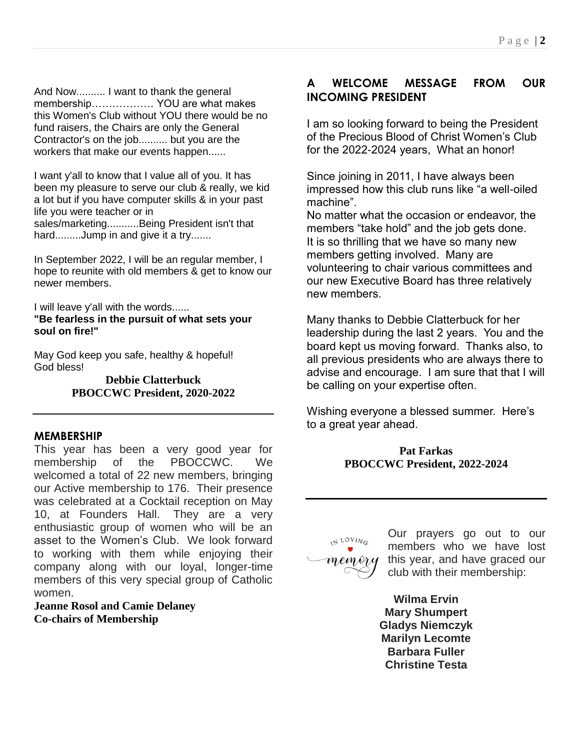And Now.......... I want to thank the general membership……………… YOU are what makes this Women's Club without YOU there would be no fund raisers, the Chairs are only the General Contractor's on the job.......... but you are the workers that make our events happen......

I want y'all to know that I value all of you. It has been my pleasure to serve our club & really, we kid a lot but if you have computer skills & in your past life you were teacher or in sales/marketing...........Being President isn't that hard.........Jump in and give it a try.......

In September 2022, I will be an regular member, I hope to reunite with old members & get to know our newer members.

I will leave y'all with the words......
**"Be fearless in the pursuit of what sets your soul on fire!"**

May God keep you safe, healthy & hopeful!
God bless!

**Debbie Clatterbuck**
**PBOCCWC President, 2020-2022**

---

## MEMBERSHIP

This year has been a very good year for membership of the PBOCCWC. We welcomed a total of 22 new members, bringing our Active membership to 176. Their presence was celebrated at a Cocktail reception on May 10, at Founders Hall. They are a very enthusiastic group of women who will be an asset to the Women's Club. We look forward to working with them while enjoying their company along with our loyal, longer-time members of this very special group of Catholic women.

**Jeanne Rosol and Camie Delaney**
**Co-chairs of Membership**

## A WELCOME MESSAGE FROM OUR INCOMING PRESIDENT

I am so looking forward to being the President of the Precious Blood of Christ Women's Club for the 2022-2024 years, What an honor!

Since joining in 2011, I have always been impressed how this club runs like "a well-oiled machine".
No matter what the occasion or endeavor, the members "take hold" and the job gets done. It is so thrilling that we have so many new members getting involved. Many are volunteering to chair various committees and our new Executive Board has three relatively new members.

Many thanks to Debbie Clatterbuck for her leadership during the last 2 years. You and the board kept us moving forward. Thanks also, to all previous presidents who are always there to advise and encourage. I am sure that that I will be calling on your expertise often.

Wishing everyone a blessed summer. Here's to a great year ahead.

**Pat Farkas**
**PBOCCWC President, 2022-2024**

---

In Loving Memory

Our prayers go out to our members who we have lost this year, and have graced our club with their membership:

**Wilma Ervin**
**Mary Shumpert**
**Gladys Niemczyk**
**Marilyn Lecomte**
**Barbara Fuller**
**Christine Testa**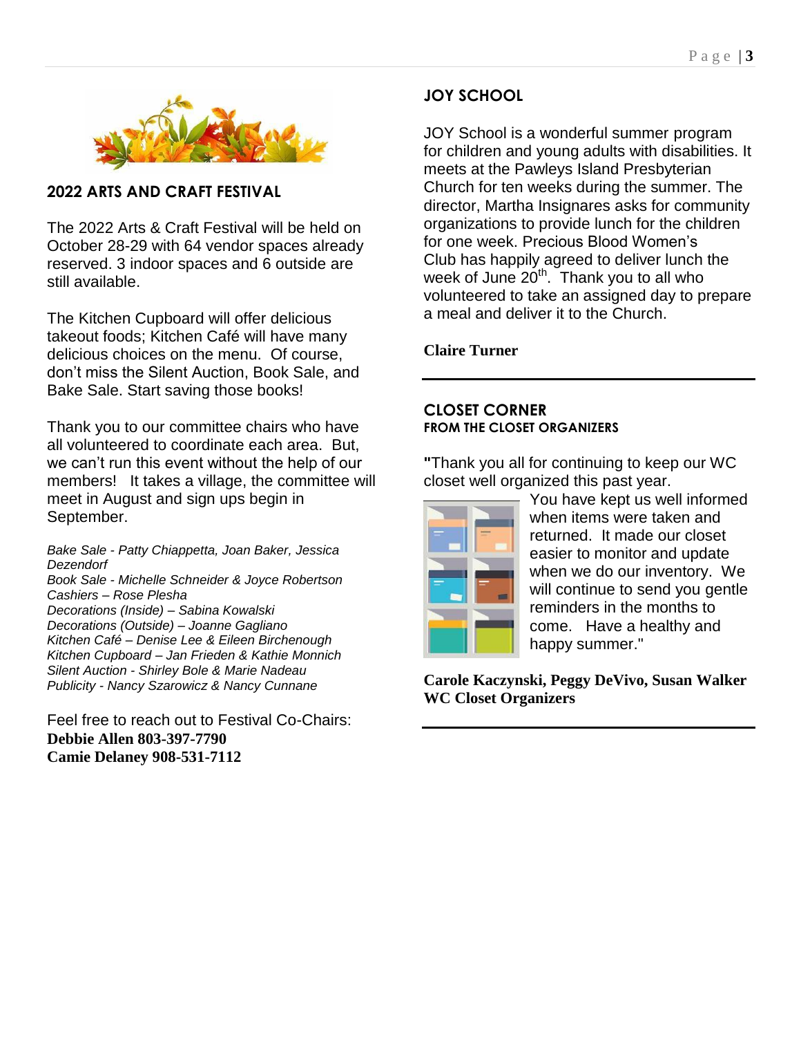## 2022 ARTS AND CRAFT FESTIVAL

The 2022 Arts & Craft Festival will be held on October 28-29 with 64 vendor spaces already reserved. 3 indoor spaces and 6 outside are still available.

The Kitchen Cupboard will offer delicious takeout foods; Kitchen Café will have many delicious choices on the menu. Of course, don't miss the Silent Auction, Book Sale, and Bake Sale. Start saving those books!

Thank you to our committee chairs who have all volunteered to coordinate each area. But, we can't run this event without the help of our members! It takes a village, the committee will meet in August and sign ups begin in September.

*Bake Sale - Patty Chiappetta, Joan Baker, Jessica Dezendorf*
*Book Sale - Michelle Schneider & Joyce Robertson*
*Cashiers – Rose Plesha*
*Decorations (Inside) – Sabina Kowalski*
*Decorations (Outside) – Joanne Gagliano*
*Kitchen Café – Denise Lee & Eileen Birchenough*
*Kitchen Cupboard – Jan Frieden & Kathie Monnich*
*Silent Auction - Shirley Bole & Marie Nadeau*
*Publicity - Nancy Szarowicz & Nancy Cunnane*

Feel free to reach out to Festival Co-Chairs:
**Debbie Allen 803-397-7790**
**Camie Delaney 908-531-7112**

## JOY SCHOOL

JOY School is a wonderful summer program for children and young adults with disabilities. It meets at the Pawleys Island Presbyterian Church for ten weeks during the summer. The director, Martha Insignares asks for community organizations to provide lunch for the children for one week. Precious Blood Women's Club has happily agreed to deliver lunch the week of June 20th. Thank you to all who volunteered to take an assigned day to prepare a meal and deliver it to the Church.

**Claire Turner**

---

## CLOSET CORNER
### FROM THE CLOSET ORGANIZERS

"Thank you all for continuing to keep our WC closet well organized this past year. You have kept us well informed when items were taken and returned. It made our closet easier to monitor and update when we do our inventory. We will continue to send you gentle reminders in the months to come. Have a healthy and happy summer."

**Carole Kaczynski, Peggy DeVivo, Susan Walker**
**WC Closet Organizers**

---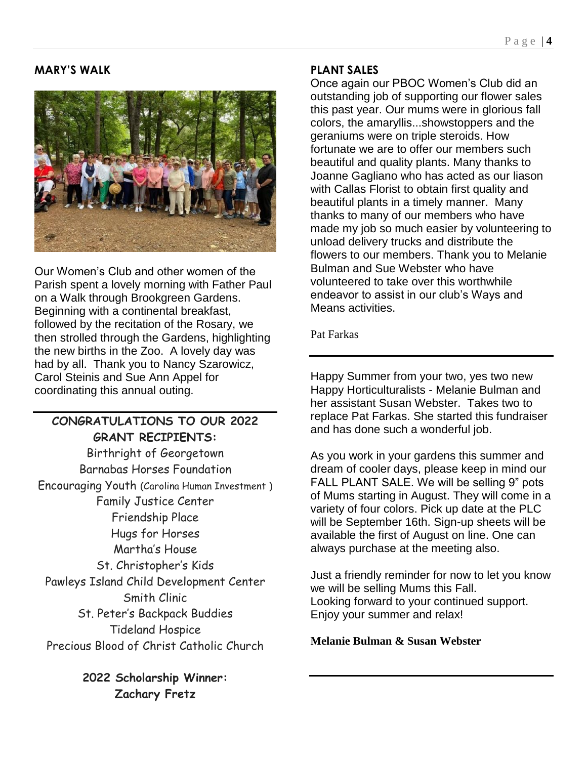## MARY'S WALK

Our Women's Club and other women of the Parish spent a lovely morning with Father Paul on a Walk through Brookgreen Gardens. Beginning with a continental breakfast, followed by the recitation of the Rosary, we then strolled through the Gardens, highlighting the new births in the Zoo. A lovely day was had by all. Thank you to Nancy Szarowicz, Carol Steinis and Sue Ann Appel for coordinating this annual outing.

---

## CONGRATULATIONS TO OUR 2022 GRANT RECIPIENTS:

Birthright of Georgetown
Barnabas Horses Foundation
Encouraging Youth (Carolina Human Investment )
Family Justice Center
Friendship Place
Hugs for Horses
Martha's House
St. Christopher's Kids
Pawleys Island Child Development Center
Smith Clinic
St. Peter's Backpack Buddies
Tideland Hospice
Precious Blood of Christ Catholic Church

**2022 Scholarship Winner:**
**Zachary Fretz**

## PLANT SALES

Once again our PBOC Women's Club did an outstanding job of supporting our flower sales this past year. Our mums were in glorious fall colors, the amaryllis...showstoppers and the geraniums were on triple steroids. How fortunate we are to offer our members such beautiful and quality plants. Many thanks to Joanne Gagliano who has acted as our liason with Callas Florist to obtain first quality and beautiful plants in a timely manner. Many thanks to many of our members who have made my job so much easier by volunteering to unload delivery trucks and distribute the flowers to our members. Thank you to Melanie Bulman and Sue Webster who have volunteered to take over this worthwhile endeavor to assist in our club's Ways and Means activities.

Pat Farkas

---

Happy Summer from your two, yes two new Happy Horticulturalists - Melanie Bulman and her assistant Susan Webster. Takes two to replace Pat Farkas. She started this fundraiser and has done such a wonderful job.

As you work in your gardens this summer and dream of cooler days, please keep in mind our FALL PLANT SALE. We will be selling 9" pots of Mums starting in August. They will come in a variety of four colors. Pick up date at the PLC will be September 16th. Sign-up sheets will be available the first of August on line. One can always purchase at the meeting also.

Just a friendly reminder for now to let you know we will be selling Mums this Fall.
Looking forward to your continued support.
Enjoy your summer and relax!

**Melanie Bulman & Susan Webster**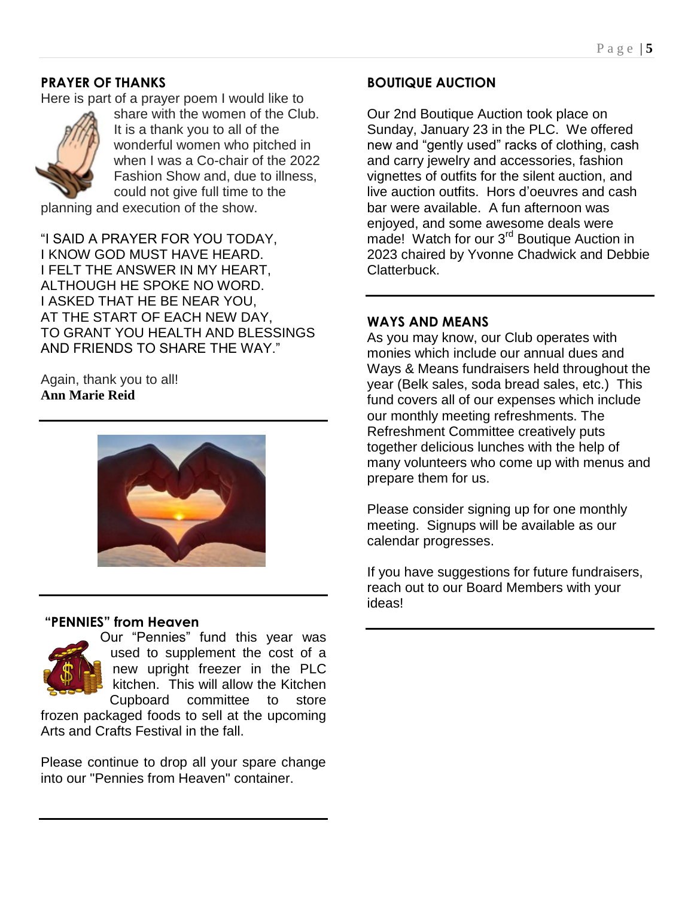## PRAYER OF THANKS

Here is part of a prayer poem I would like to share with the women of the Club. It is a thank you to all of the wonderful women who pitched in when I was a Co-chair of the 2022 Fashion Show and, due to illness, could not give full time to the planning and execution of the show.

"I SAID A PRAYER FOR YOU TODAY,
I KNOW GOD MUST HAVE HEARD.
I FELT THE ANSWER IN MY HEART,
ALTHOUGH HE SPOKE NO WORD.
I ASKED THAT HE BE NEAR YOU,
AT THE START OF EACH NEW DAY,
TO GRANT YOU HEALTH AND BLESSINGS
AND FRIENDS TO SHARE THE WAY."

Again, thank you to all!
**Ann Marie Reid**

---

## "PENNIES" from Heaven

Our "Pennies" fund this year was used to supplement the cost of a new upright freezer in the PLC kitchen. This will allow the Kitchen Cupboard committee to store frozen packaged foods to sell at the upcoming Arts and Crafts Festival in the fall.

Please continue to drop all your spare change into our "Pennies from Heaven" container.

---

## BOUTIQUE AUCTION

Our 2nd Boutique Auction took place on Sunday, January 23 in the PLC. We offered new and "gently used" racks of clothing, cash and carry jewelry and accessories, fashion vignettes of outfits for the silent auction, and live auction outfits. Hors d'oeuvres and cash bar were available. A fun afternoon was enjoyed, and some awesome deals were made! Watch for our 3rd Boutique Auction in 2023 chaired by Yvonne Chadwick and Debbie Clatterbuck.

---

## WAYS AND MEANS

As you may know, our Club operates with monies which include our annual dues and Ways & Means fundraisers held throughout the year (Belk sales, soda bread sales, etc.) This fund covers all of our expenses which include our monthly meeting refreshments. The Refreshment Committee creatively puts together delicious lunches with the help of many volunteers who come up with menus and prepare them for us.

Please consider signing up for one monthly meeting. Signups will be available as our calendar progresses.

If you have suggestions for future fundraisers, reach out to our Board Members with your ideas!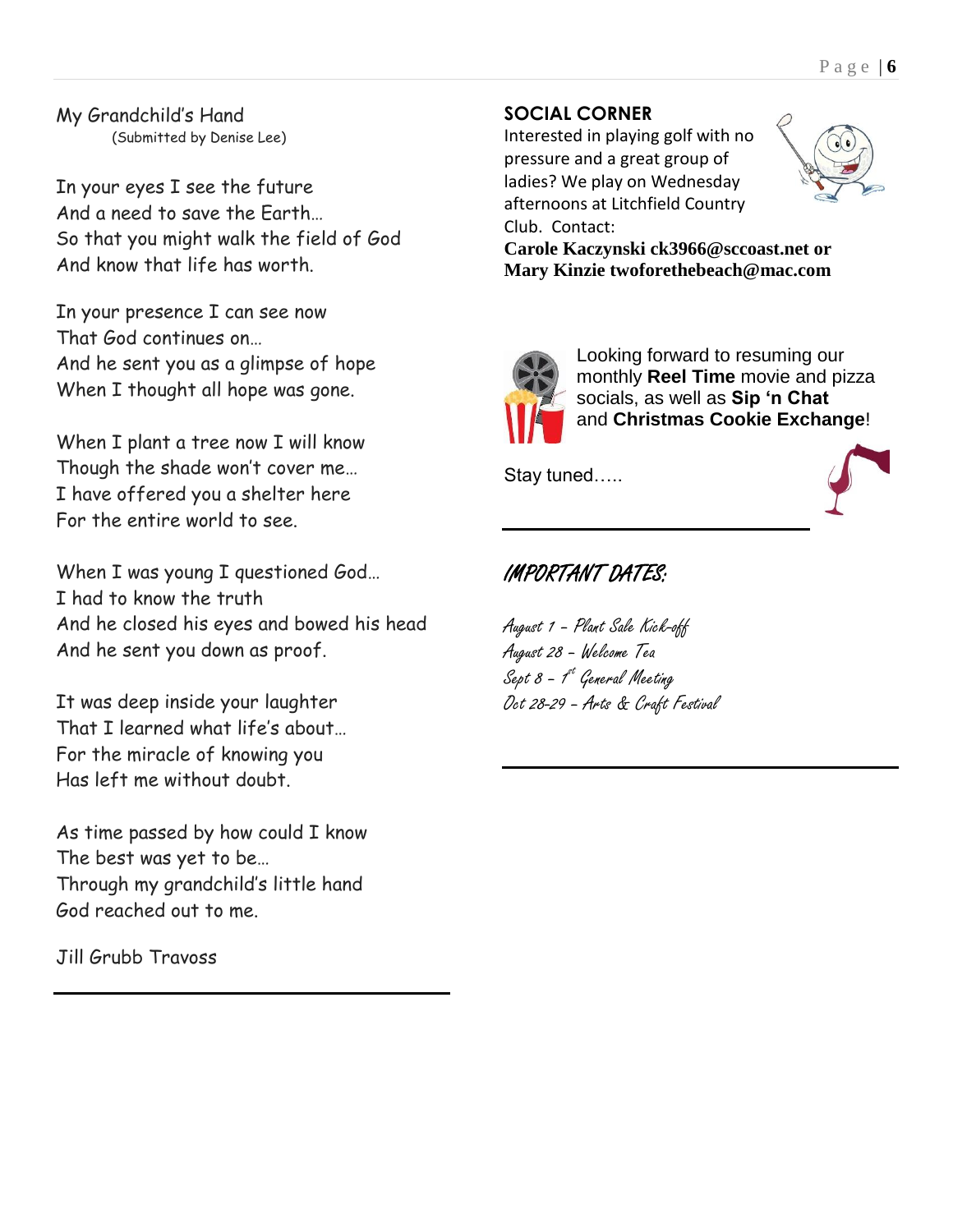## My Grandchild's Hand

(Submitted by Denise Lee)

In your eyes I see the future
And a need to save the Earth…
So that you might walk the field of God
And know that life has worth.

In your presence I can see now
That God continues on…
And he sent you as a glimpse of hope
When I thought all hope was gone.

When I plant a tree now I will know
Though the shade won't cover me…
I have offered you a shelter here
For the entire world to see.

When I was young I questioned God…
I had to know the truth
And he closed his eyes and bowed his head
And he sent you down as proof.

It was deep inside your laughter
That I learned what life's about…
For the miracle of knowing you
Has left me without doubt.

As time passed by how could I know
The best was yet to be…
Through my grandchild's little hand
God reached out to me.

Jill Grubb Travoss

---

## SOCIAL CORNER

Interested in playing golf with no pressure and a great group of ladies? We play on Wednesday afternoons at Litchfield Country Club. Contact:

**Carole Kaczynski ck3966@sccoast.net or Mary Kinzie twoforethebeach@mac.com**

Looking forward to resuming our monthly **Reel Time** movie and pizza socials, as well as **Sip 'n Chat** and **Christmas Cookie Exchange**!

Stay tuned…..

---

## *IMPORTANT DATES:*

*August 1 – Plant Sale Kick-off*
*August 28 – Welcome Tea*
*Sept 8 – 1st General Meeting*
*Oct 28-29 – Arts & Craft Festival*